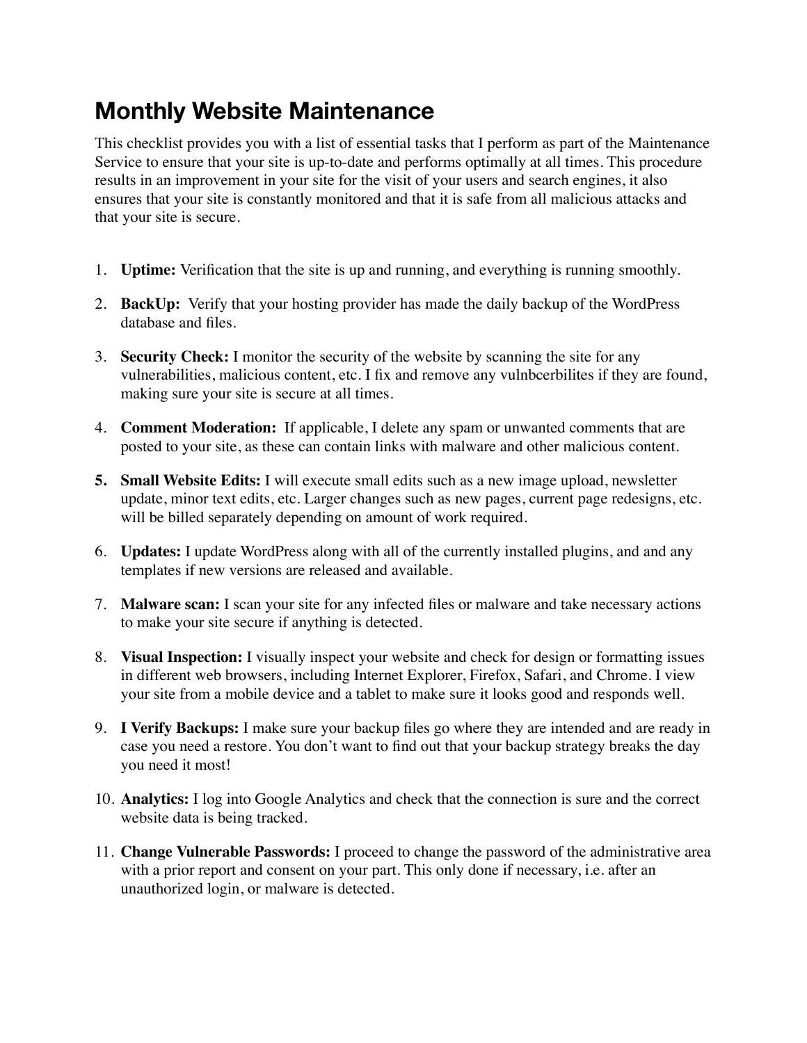# Monthly Website Maintenance

This checklist provides you with a list of essential tasks that I perform as part of the Maintenance Service to ensure that your site is up-to-date and performs optimally at all times. This procedure results in an improvement in your site for the visit of your users and search engines, it also ensures that your site is constantly monitored and that it is safe from all malicious attacks and that your site is secure.

1. **Uptime:** Verification that the site is up and running, and everything is running smoothly.
2. **BackUp:** Verify that your hosting provider has made the daily backup of the WordPress database and files.
3. **Security Check:** I monitor the security of the website by scanning the site for any vulnerabilities, malicious content, etc. I fix and remove any vulnbcerbilites if they are found, making sure your site is secure at all times.
4. **Comment Moderation:** If applicable, I delete any spam or unwanted comments that are posted to your site, as these can contain links with malware and other malicious content.
5. **Small Website Edits:** I will execute small edits such as a new image upload, newsletter update, minor text edits, etc. Larger changes such as new pages, current page redesigns, etc. will be billed separately depending on amount of work required.
6. **Updates:** I update WordPress along with all of the currently installed plugins, and and any templates if new versions are released and available.
7. **Malware scan:** I scan your site for any infected files or malware and take necessary actions to make your site secure if anything is detected.
8. **Visual Inspection:** I visually inspect your website and check for design or formatting issues in different web browsers, including Internet Explorer, Firefox, Safari, and Chrome. I view your site from a mobile device and a tablet to make sure it looks good and responds well.
9. **I Verify Backups:** I make sure your backup files go where they are intended and are ready in case you need a restore. You don't want to find out that your backup strategy breaks the day you need it most!
10. **Analytics:** I log into Google Analytics and check that the connection is sure and the correct website data is being tracked.
11. **Change Vulnerable Passwords:** I proceed to change the password of the administrative area with a prior report and consent on your part. This only done if necessary, i.e. after an unauthorized login, or malware is detected.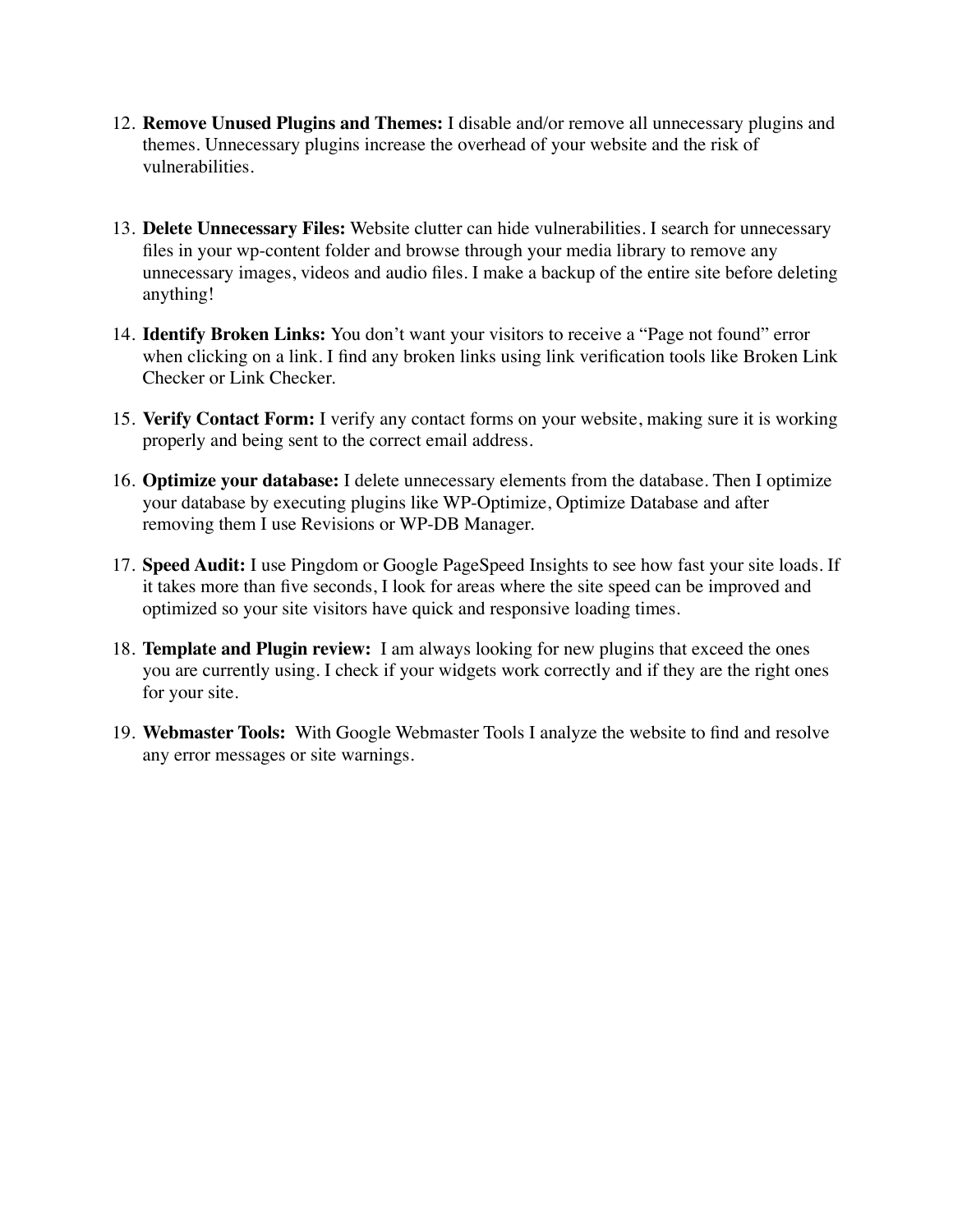12. **Remove Unused Plugins and Themes:** I disable and/or remove all unnecessary plugins and themes. Unnecessary plugins increase the overhead of your website and the risk of vulnerabilities.

13. **Delete Unnecessary Files:** Website clutter can hide vulnerabilities. I search for unnecessary files in your wp-content folder and browse through your media library to remove any unnecessary images, videos and audio files. I make a backup of the entire site before deleting anything!

14. **Identify Broken Links:** You don't want your visitors to receive a "Page not found" error when clicking on a link. I find any broken links using link verification tools like Broken Link Checker or Link Checker.

15. **Verify Contact Form:** I verify any contact forms on your website, making sure it is working properly and being sent to the correct email address.

16. **Optimize your database:** I delete unnecessary elements from the database. Then I optimize your database by executing plugins like WP-Optimize, Optimize Database and after removing them I use Revisions or WP-DB Manager.

17. **Speed Audit:** I use Pingdom or Google PageSpeed Insights to see how fast your site loads. If it takes more than five seconds, I look for areas where the site speed can be improved and optimized so your site visitors have quick and responsive loading times.

18. **Template and Plugin review:** I am always looking for new plugins that exceed the ones you are currently using. I check if your widgets work correctly and if they are the right ones for your site.

19. **Webmaster Tools:** With Google Webmaster Tools I analyze the website to find and resolve any error messages or site warnings.